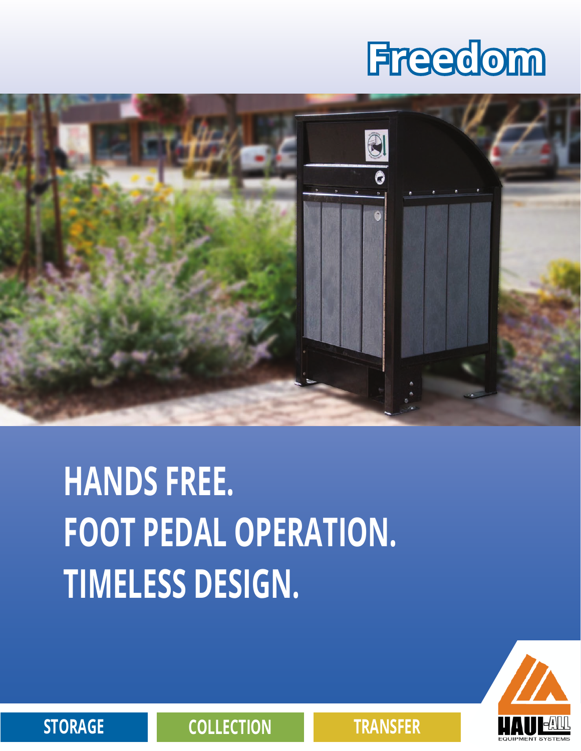# Freedom

## HANDS FREE.
## FOOT PEDAL OPERATION.
## TIMELESS DESIGN.

STORAGE | COLLECTION | TRANSFER

HAUL-ALL EQUIPMENT SYSTEMS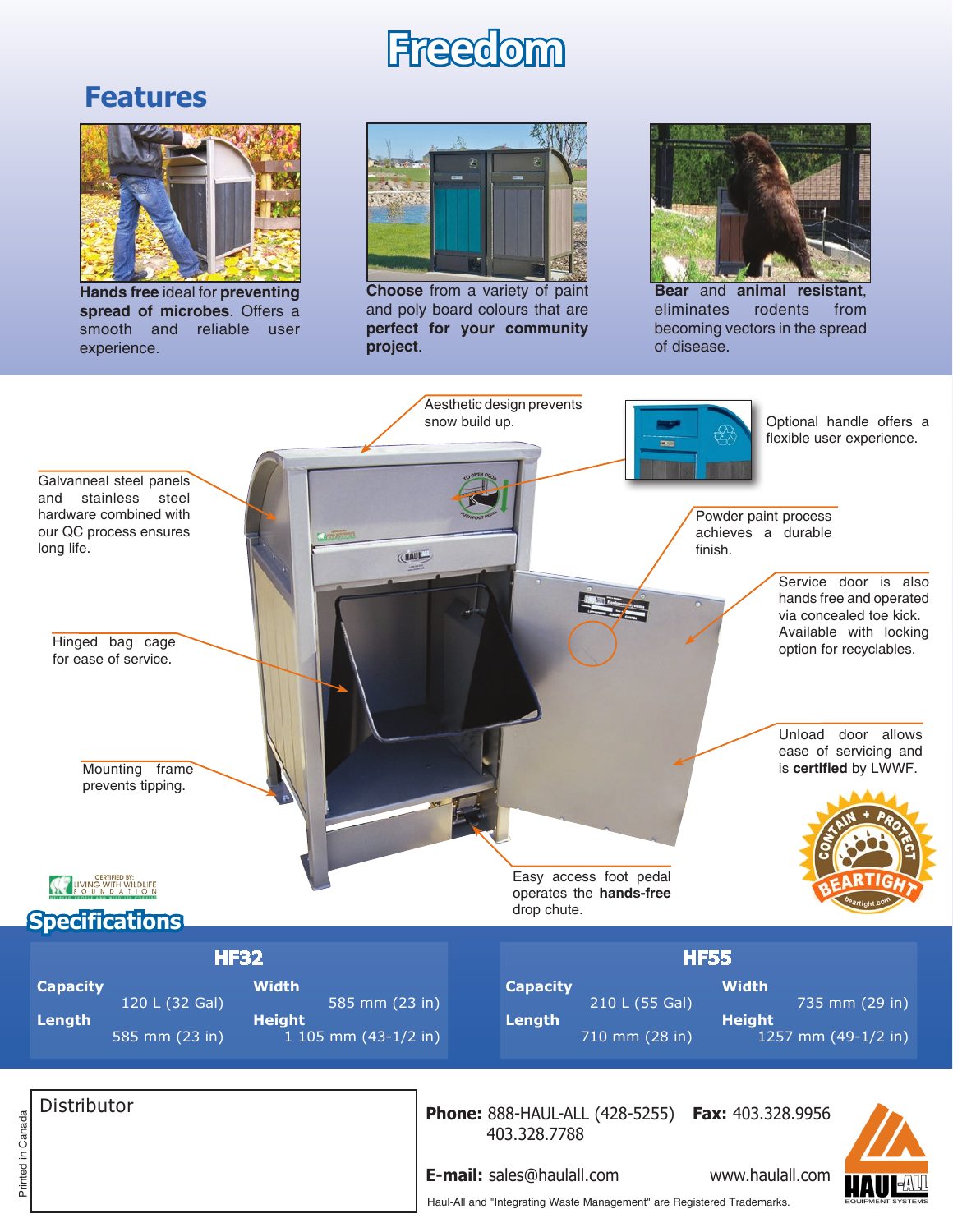# Freedom

## Features

**Hands free** ideal for **preventing spread of microbes**. Offers a smooth and reliable user experience.

**Choose** from a variety of paint and poly board colours that are **perfect for your community project**.

**Bear** and **animal resistant**, eliminates rodents from becoming vectors in the spread of disease.

Aesthetic design prevents snow build up.

Optional handle offers a flexible user experience.

Galvanneal steel panels and stainless steel hardware combined with our QC process ensures long life.

Powder paint process achieves a durable finish.

Service door is also hands free and operated via concealed toe kick. Available with locking option for recyclables.

Hinged bag cage for ease of service.

Unload door allows ease of servicing and is **certified** by LWWF.

Mounting frame prevents tipping.

Easy access foot pedal operates the **hands-free** drop chute.

CERTIFIED BY: LIVING WITH WILDLIFE FOUNDATION

CONTAIN + PROTECT BEARTIGHT Beartight.com

## Specifications

### HF32

| | |
|---|---|
| **Capacity** 120 L (32 Gal) | **Width** 585 mm (23 in) |
| **Length** 585 mm (23 in) | **Height** 1 105 mm (43-1/2 in) |

### HF55

| | |
|---|---|
| **Capacity** 210 L (55 Gal) | **Width** 735 mm (29 in) |
| **Length** 710 mm (28 in) | **Height** 1257 mm (49-1/2 in) |

Distributor

**Phone:** 888-HAUL-ALL (428-5255) 403.328.7788 **Fax:** 403.328.9956

**E-mail:** sales@haulall.com www.haulall.com

Haul-All and "Integrating Waste Management" are Registered Trademarks.

HAUL-ALL EQUIPMENT SYSTEMS

Printed in Canada